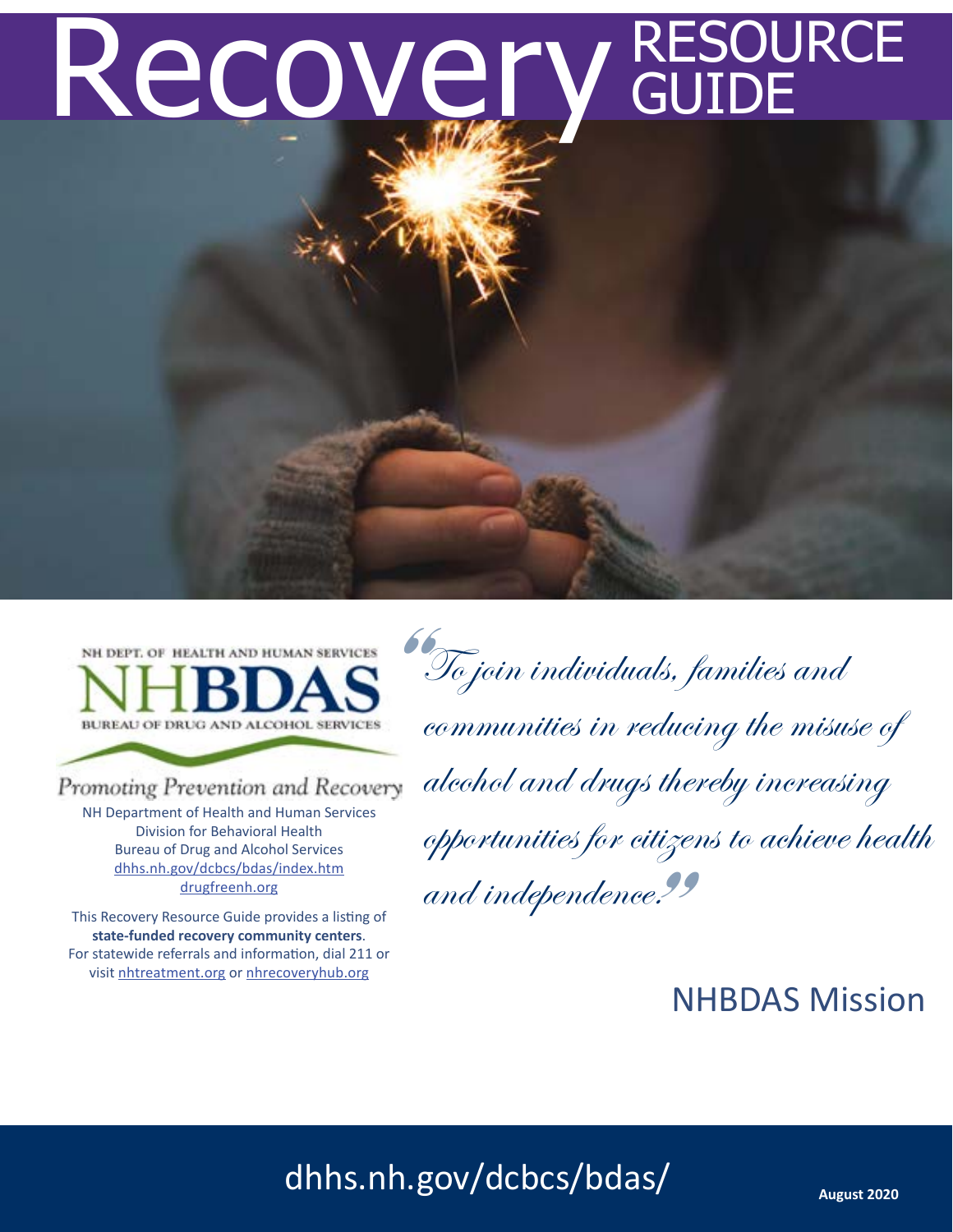# Recovery RESOURCE GUIDE

NH DEPT. OF HEALTH AND HUMAN SERVICES

NHBDAS

BUREAU OF DRUG AND ALCOHOL SERVICES

*Promoting Prevention and Recovery*

NH Department of Health and Human Services
Division for Behavioral Health
Bureau of Drug and Alcohol Services
dhhs.nh.gov/dcbcs/bdas/index.htm
drugfreenh.org

This Recovery Resource Guide provides a listing of **state-funded recovery community centers**.
For statewide referrals and information, dial 211 or visit nhtreatment.org or nhrecoveryhub.org

*"To join individuals, families and communities in reducing the misuse of alcohol and drugs thereby increasing opportunities for citizens to achieve health and independence."*

NHBDAS Mission

dhhs.nh.gov/dcbcs/bdas/

**August 2020**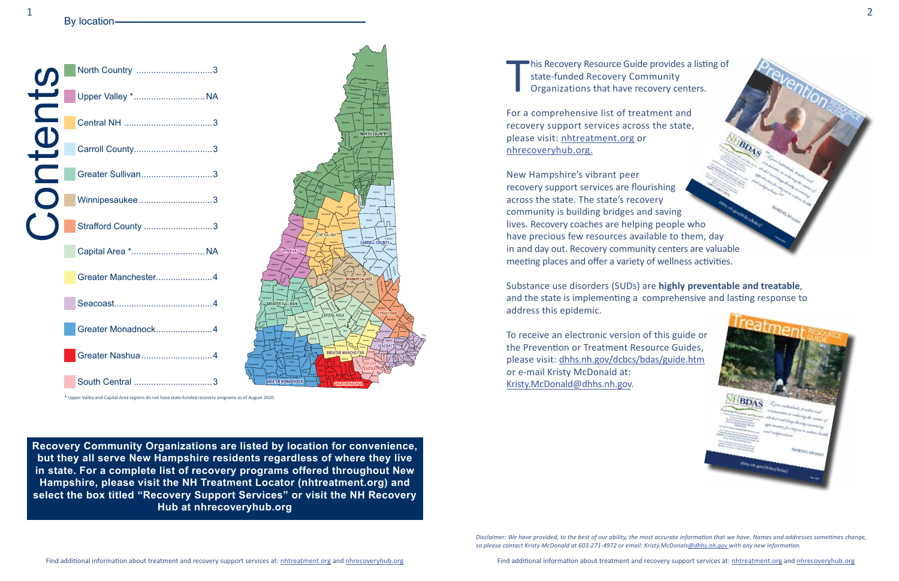# Contents

## By location

| | |
|---|---|
| North Country | 3 |
| Upper Valley * | NA |
| Central NH | 3 |
| Carroll County | 3 |
| Greater Sullivan | 3 |
| Winnipesaukee | 3 |
| Strafford County | 3 |
| Capital Area * | NA |
| Greater Manchester | 4 |
| Seacoast | 4 |
| Greater Monadnock | 4 |
| Greater Nashua | 4 |
| South Central | 3 |

NORTH COUNTRY
CENTRAL NH
CARROLL COUNTY
UPPER VALLEY
WINNIPESAUKEE
GREATER SULLIVAN
CAPITAL AREA
STRAFFORD
SEACOAST
GREATER MANCHESTER
SOUTH CENTRAL
GREATER MONADNOCK
GREATER NASHUA

* Upper Valley and Capital Area regions do not have state-funded recovery programs as of August 2020.

**Recovery Community Organizations are listed by location for convenience, but they all serve New Hampshire residents regardless of where they live in state. For a complete list of recovery programs offered throughout New Hampshire, please visit the NH Treatment Locator (nhtreatment.org) and select the box titled "Recovery Support Services" or visit the NH Recovery Hub at nhrecoveryhub.org**

Find additional information about treatment and recovery support services at: nhtreatment.org and nhrecoveryhub.org

This Recovery Resource Guide provides a listing of state-funded Recovery Community Organizations that have recovery centers.

For a comprehensive list of treatment and recovery support services across the state, please visit: nhtreatment.org or nhrecoveryhub.org.

New Hampshire's vibrant peer recovery support services are flourishing across the state. The state's recovery community is building bridges and saving lives. Recovery coaches are helping people who have precious few resources available to them, day in and day out. Recovery community centers are valuable meeting places and offer a variety of wellness activities.

Substance use disorders (SUDs) are **highly preventable and treatable**, and the state is implementing a comprehensive and lasting response to address this epidemic.

To receive an electronic version of this guide or the Prevention or Treatment Resource Guides, please visit: dhhs.nh.gov/dcbcs/bdas/guide.htm or e-mail Kristy McDonald at: Kristy.McDonald@dhhs.nh.gov.

*Disclaimer: We have provided, to the best of our ability, the most accurate information that we have. Names and addresses sometimes change, so please contact Kristy McDonald at 603-271-4972 or email: Kristy.McDonals@dhhs.nh.gov with any new information.*

Find additional information about treatment and recovery support services at: nhtreatment.org and nhrecoveryhub.org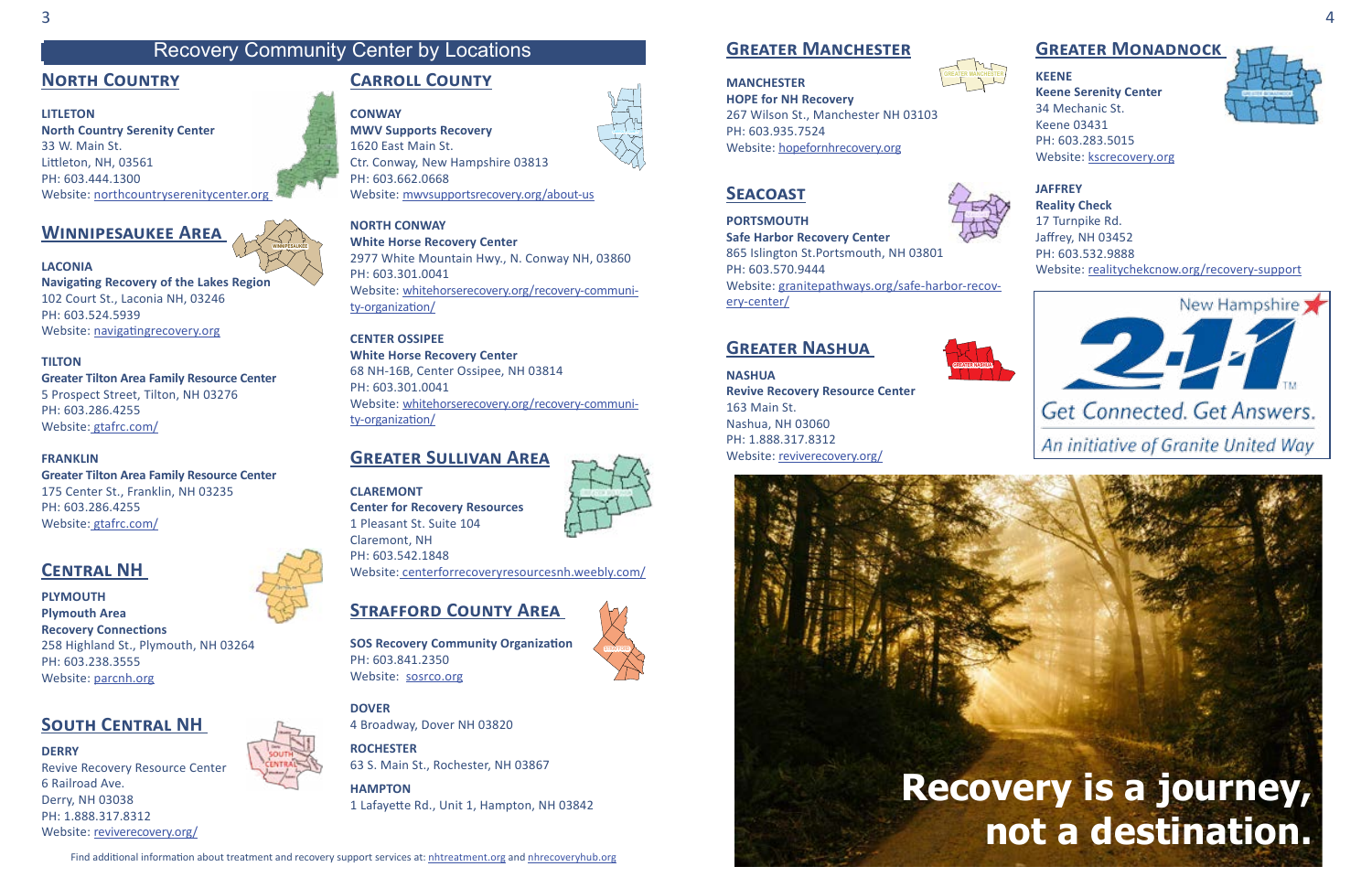# Recovery Community Center by Locations

## North Country

**LITLETON**
**North Country Serenity Center**
33 W. Main St.
Littleton, NH, 03561
PH: 603.444.1300
Website: northcountryserenitycenter.org

## Winnipesaukee Area

**LACONIA**
**Navigating Recovery of the Lakes Region**
102 Court St., Laconia NH, 03246
PH: 603.524.5939
Website: navigatingrecovery.org

**TILTON**
**Greater Tilton Area Family Resource Center**
5 Prospect Street, Tilton, NH 03276
PH: 603.286.4255
Website: gtafrc.com/

**FRANKLIN**
**Greater Tilton Area Family Resource Center**
175 Center St., Franklin, NH 03235
PH: 603.286.4255
Website: gtafrc.com/

## Central NH

**PLYMOUTH**
**Plymouth Area Recovery Connections**
258 Highland St., Plymouth, NH 03264
PH: 603.238.3555
Website: parcnh.org

## South Central NH

**DERRY**
Revive Recovery Resource Center
6 Railroad Ave.
Derry, NH 03038
PH: 1.888.317.8312
Website: reviverecovery.org/

## Carroll County

**CONWAY**
**MWV Supports Recovery**
1620 East Main St.
Ctr. Conway, New Hampshire 03813
PH: 603.662.0668
Website: mwvsupportsrecovery.org/about-us

**NORTH CONWAY**
**White Horse Recovery Center**
2977 White Mountain Hwy., N. Conway NH, 03860
PH: 603.301.0041
Website: whitehorserecovery.org/recovery-community-organization/

**CENTER OSSIPEE**
**White Horse Recovery Center**
68 NH-16B, Center Ossipee, NH 03814
PH: 603.301.0041
Website: whitehorserecovery.org/recovery-community-organization/

## Greater Sullivan Area

**CLAREMONT**
**Center for Recovery Resources**
1 Pleasant St. Suite 104
Claremont, NH
PH: 603.542.1848
Website: centerforrecoveryresourcesnh.weebly.com/

## Strafford County Area

**SOS Recovery Community Organization**
PH: 603.841.2350
Website: sosrco.org

**DOVER**
4 Broadway, Dover NH 03820

**ROCHESTER**
63 S. Main St., Rochester, NH 03867

**HAMPTON**
1 Lafayette Rd., Unit 1, Hampton, NH 03842

Find additional information about treatment and recovery support services at: nhtreatment.org and nhrecoveryhub.org

## Greater Manchester

**MANCHESTER**
**HOPE for NH Recovery**
267 Wilson St., Manchester NH 03103
PH: 603.935.7524
Website: hopefornhrecovery.org

## Seacoast

**PORTSMOUTH**
**Safe Harbor Recovery Center**
865 Islington St.Portsmouth, NH 03801
PH: 603.570.9444
Website: granitepathways.org/safe-harbor-recovery-center/

## Greater Nashua

**NASHUA**
**Revive Recovery Resource Center**
163 Main St.
Nashua, NH 03060
PH: 1.888.317.8312
Website: reviverecovery.org/

## Greater Monadnock

**KEENE**
**Keene Serenity Center**
34 Mechanic St.
Keene 03431
PH: 603.283.5015
Website: kscrecovery.org

**JAFFREY**
**Reality Check**
17 Turnpike Rd.
Jaffrey, NH 03452
PH: 603.532.9888
Website: realitychekcnow.org/recovery-support

New Hampshire 2-1-1
Get Connected. Get Answers.
An initiative of Granite United Way

**Recovery is a journey, not a destination.**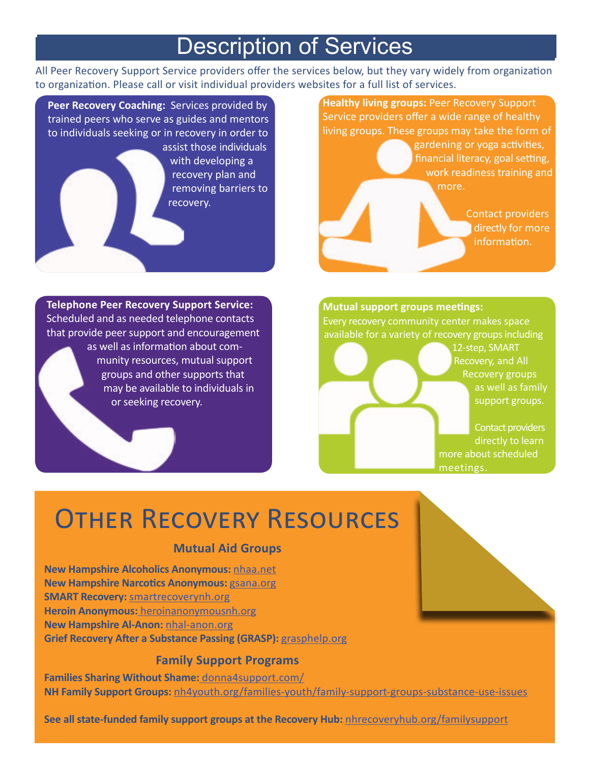# Description of Services

All Peer Recovery Support Service providers offer the services below, but they vary widely from organization to organization. Please call or visit individual providers websites for a full list of services.

**Peer Recovery Coaching:** Services provided by trained peers who serve as guides and mentors to individuals seeking or in recovery in order to assist those individuals with developing a recovery plan and removing barriers to recovery.

**Healthy living groups:** Peer Recovery Support Service providers offer a wide range of healthy living groups. These groups may take the form of gardening or yoga activities, financial literacy, goal setting, work readiness training and more.

Contact providers directly for more information.

**Telephone Peer Recovery Support Service:** Scheduled and as needed telephone contacts that provide peer support and encouragement as well as information about community resources, mutual support groups and other supports that may be available to individuals in or seeking recovery.

**Mutual support groups meetings:** Every recovery community center makes space available for a variety of recovery groups including 12-step, SMART Recovery, and All Recovery groups as well as family support groups.

Contact providers directly to learn more about scheduled meetings.

# Other Recovery Resources

### Mutual Aid Groups

**New Hampshire Alcoholics Anonymous:** nhaa.net
**New Hampshire Narcotics Anonymous:** gsana.org
**SMART Recovery:** smartrecoverynh.org
**Heroin Anonymous:** heroinanonymousnh.org
**New Hampshire Al-Anon:** nhal-anon.org
**Grief Recovery After a Substance Passing (GRASP):** grasphelp.org

### Family Support Programs

**Families Sharing Without Shame:** donna4support.com/
**NH Family Support Groups:** nh4youth.org/families-youth/family-support-groups-substance-use-issues

**See all state-funded family support groups at the Recovery Hub:** nhrecoveryhub.org/familysupport